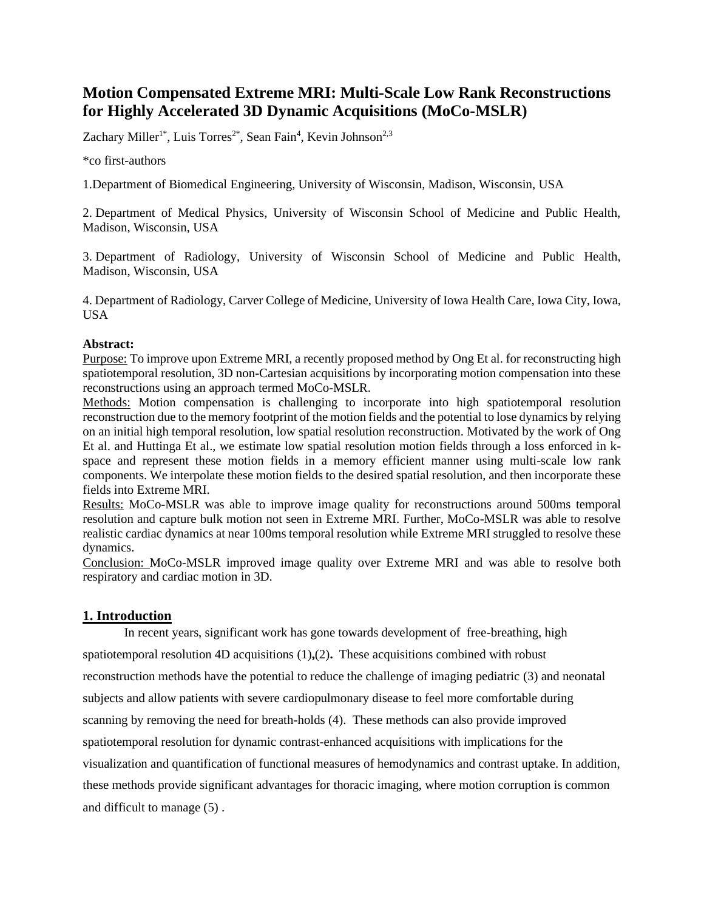# Motion Compensated Extreme MRI: Multi-Scale Low Rank Reconstructions for Highly Accelerated 3D Dynamic Acquisitions (MoCo-MSLR)

Zachary Miller[1*], Luis Torres[2*], Sean Fain[4], Kevin Johnson[2,3]

*co first-authors

1.Department of Biomedical Engineering, University of Wisconsin, Madison, Wisconsin, USA

2. Department of Medical Physics, University of Wisconsin School of Medicine and Public Health, Madison, Wisconsin, USA

3. Department of Radiology, University of Wisconsin School of Medicine and Public Health, Madison, Wisconsin, USA

4. Department of Radiology, Carver College of Medicine, University of Iowa Health Care, Iowa City, Iowa, USA

**Abstract:**

Purpose: To improve upon Extreme MRI, a recently proposed method by Ong Et al. for reconstructing high spatiotemporal resolution, 3D non-Cartesian acquisitions by incorporating motion compensation into these reconstructions using an approach termed MoCo-MSLR.

Methods: Motion compensation is challenging to incorporate into high spatiotemporal resolution reconstruction due to the memory footprint of the motion fields and the potential to lose dynamics by relying on an initial high temporal resolution, low spatial resolution reconstruction. Motivated by the work of Ong Et al. and Huttinga Et al., we estimate low spatial resolution motion fields through a loss enforced in k-space and represent these motion fields in a memory efficient manner using multi-scale low rank components. We interpolate these motion fields to the desired spatial resolution, and then incorporate these fields into Extreme MRI.

Results: MoCo-MSLR was able to improve image quality for reconstructions around 500ms temporal resolution and capture bulk motion not seen in Extreme MRI. Further, MoCo-MSLR was able to resolve realistic cardiac dynamics at near 100ms temporal resolution while Extreme MRI struggled to resolve these dynamics.

Conclusion: MoCo-MSLR improved image quality over Extreme MRI and was able to resolve both respiratory and cardiac motion in 3D.

## 1. Introduction

In recent years, significant work has gone towards development of free-breathing, high spatiotemporal resolution 4D acquisitions (1),(2). These acquisitions combined with robust reconstruction methods have the potential to reduce the challenge of imaging pediatric (3) and neonatal subjects and allow patients with severe cardiopulmonary disease to feel more comfortable during scanning by removing the need for breath-holds (4). These methods can also provide improved spatiotemporal resolution for dynamic contrast-enhanced acquisitions with implications for the visualization and quantification of functional measures of hemodynamics and contrast uptake. In addition, these methods provide significant advantages for thoracic imaging, where motion corruption is common and difficult to manage (5) .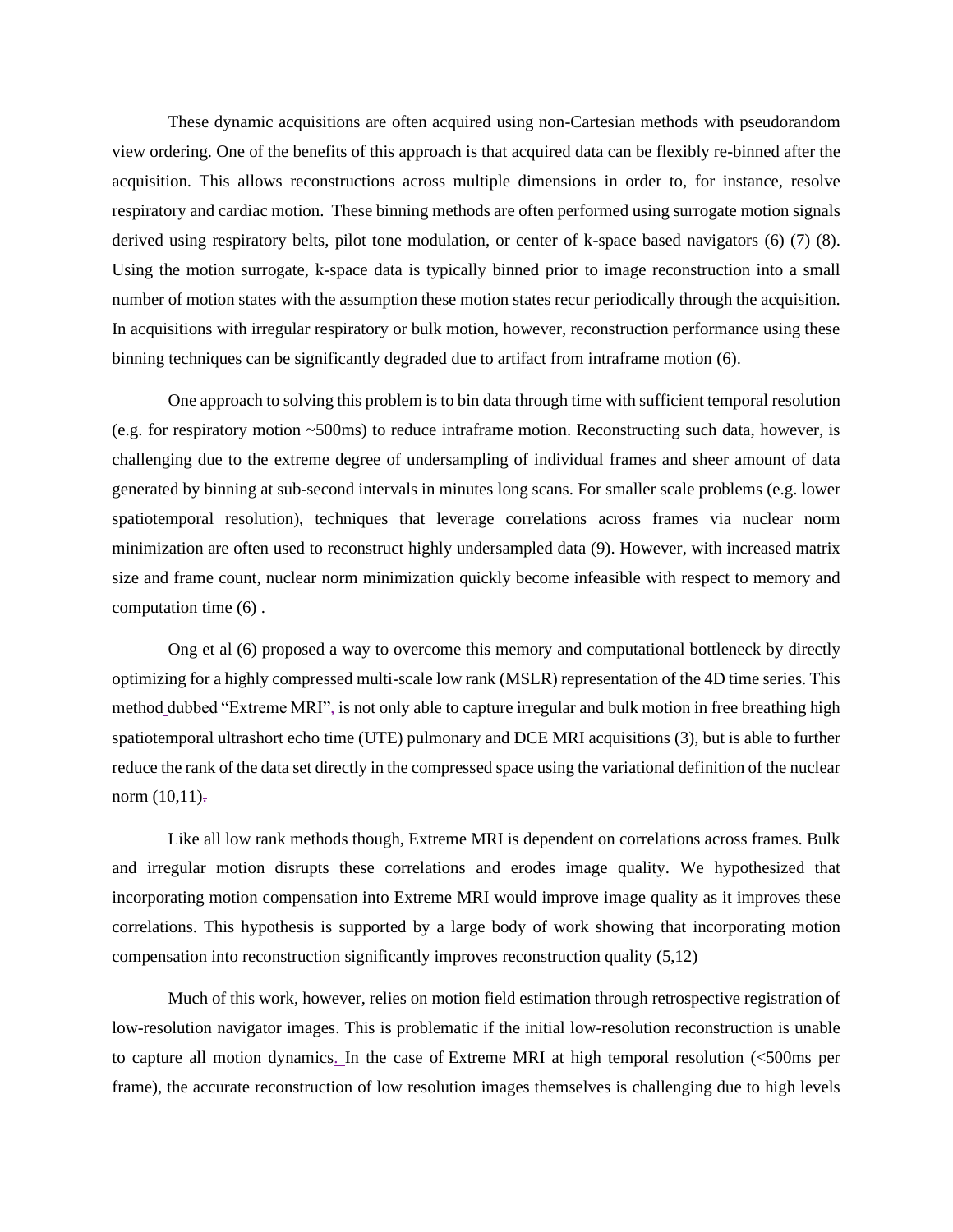These dynamic acquisitions are often acquired using non-Cartesian methods with pseudorandom view ordering. One of the benefits of this approach is that acquired data can be flexibly re-binned after the acquisition. This allows reconstructions across multiple dimensions in order to, for instance, resolve respiratory and cardiac motion. These binning methods are often performed using surrogate motion signals derived using respiratory belts, pilot tone modulation, or center of k-space based navigators (6) (7) (8). Using the motion surrogate, k-space data is typically binned prior to image reconstruction into a small number of motion states with the assumption these motion states recur periodically through the acquisition. In acquisitions with irregular respiratory or bulk motion, however, reconstruction performance using these binning techniques can be significantly degraded due to artifact from intraframe motion (6).

One approach to solving this problem is to bin data through time with sufficient temporal resolution (e.g. for respiratory motion ~500ms) to reduce intraframe motion. Reconstructing such data, however, is challenging due to the extreme degree of undersampling of individual frames and sheer amount of data generated by binning at sub-second intervals in minutes long scans. For smaller scale problems (e.g. lower spatiotemporal resolution), techniques that leverage correlations across frames via nuclear norm minimization are often used to reconstruct highly undersampled data (9). However, with increased matrix size and frame count, nuclear norm minimization quickly become infeasible with respect to memory and computation time (6) .

Ong et al (6) proposed a way to overcome this memory and computational bottleneck by directly optimizing for a highly compressed multi-scale low rank (MSLR) representation of the 4D time series. This method dubbed "Extreme MRI", is not only able to capture irregular and bulk motion in free breathing high spatiotemporal ultrashort echo time (UTE) pulmonary and DCE MRI acquisitions (3), but is able to further reduce the rank of the data set directly in the compressed space using the variational definition of the nuclear norm (10,11).

Like all low rank methods though, Extreme MRI is dependent on correlations across frames. Bulk and irregular motion disrupts these correlations and erodes image quality. We hypothesized that incorporating motion compensation into Extreme MRI would improve image quality as it improves these correlations. This hypothesis is supported by a large body of work showing that incorporating motion compensation into reconstruction significantly improves reconstruction quality (5,12)

Much of this work, however, relies on motion field estimation through retrospective registration of low-resolution navigator images. This is problematic if the initial low-resolution reconstruction is unable to capture all motion dynamics. In the case of Extreme MRI at high temporal resolution (<500ms per frame), the accurate reconstruction of low resolution images themselves is challenging due to high levels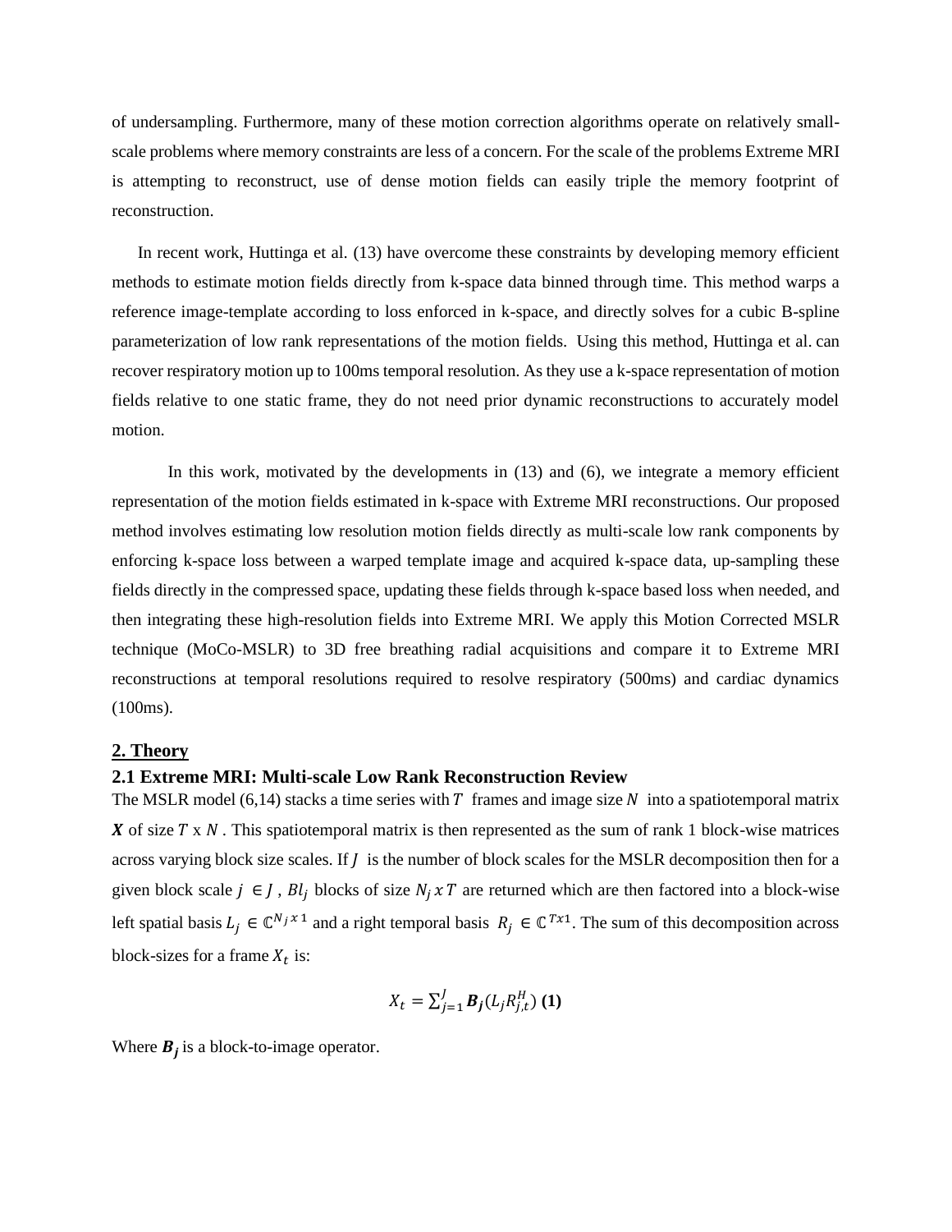of undersampling. Furthermore, many of these motion correction algorithms operate on relatively small-scale problems where memory constraints are less of a concern. For the scale of the problems Extreme MRI is attempting to reconstruct, use of dense motion fields can easily triple the memory footprint of reconstruction.

In recent work, Huttinga et al. (13) have overcome these constraints by developing memory efficient methods to estimate motion fields directly from k-space data binned through time. This method warps a reference image-template according to loss enforced in k-space, and directly solves for a cubic B-spline parameterization of low rank representations of the motion fields. Using this method, Huttinga et al. can recover respiratory motion up to 100ms temporal resolution. As they use a k-space representation of motion fields relative to one static frame, they do not need prior dynamic reconstructions to accurately model motion.

In this work, motivated by the developments in (13) and (6), we integrate a memory efficient representation of the motion fields estimated in k-space with Extreme MRI reconstructions. Our proposed method involves estimating low resolution motion fields directly as multi-scale low rank components by enforcing k-space loss between a warped template image and acquired k-space data, up-sampling these fields directly in the compressed space, updating these fields through k-space based loss when needed, and then integrating these high-resolution fields into Extreme MRI. We apply this Motion Corrected MSLR technique (MoCo-MSLR) to 3D free breathing radial acquisitions and compare it to Extreme MRI reconstructions at temporal resolutions required to resolve respiratory (500ms) and cardiac dynamics (100ms).

## 2. Theory

### 2.1 Extreme MRI: Multi-scale Low Rank Reconstruction Review

The MSLR model (6,14) stacks a time series with $T$ frames and image size $N$ into a spatiotemporal matrix $\boldsymbol{X}$ of size $T$ x $N$. This spatiotemporal matrix is then represented as the sum of rank 1 block-wise matrices across varying block size scales. If $J$ is the number of block scales for the MSLR decomposition then for a given block scale $j \in J$, $Bl_j$ blocks of size $N_j \, x \, T$ are returned which are then factored into a block-wise left spatial basis $L_j \in \mathbb{C}^{N_j \, x \, 1}$ and a right temporal basis $R_j \in \mathbb{C}^{T x 1}$. The sum of this decomposition across block-sizes for a frame $X_t$ is:

$$X_t = \sum_{j=1}^{J} \boldsymbol{B_j}(L_j R_{j,t}^H) \quad \textbf{(1)}$$

Where $\boldsymbol{B_j}$ is a block-to-image operator.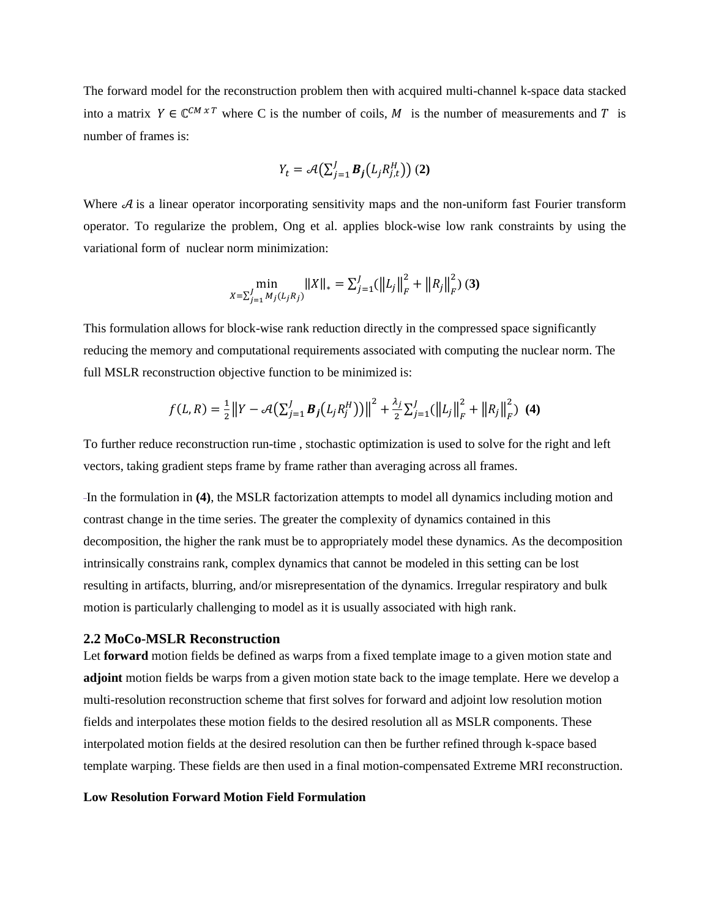The forward model for the reconstruction problem then with acquired multi-channel k-space data stacked into a matrix $Y \in \mathbb{C}^{CM\,x\,T}$ where C is the number of coils, $M$ is the number of measurements and $T$ is number of frames is:

$$Y_t = \mathcal{A}\left(\sum_{j=1}^{J} \boldsymbol{B_j}\left(L_j R_{j,t}^H\right)\right) \textbf{(2)}$$

Where $\mathcal{A}$ is a linear operator incorporating sensitivity maps and the non-uniform fast Fourier transform operator. To regularize the problem, Ong et al. applies block-wise low rank constraints by using the variational form of nuclear norm minimization:

$$\min_{X=\sum_{j=1}^{J} M_j(L_j R_j)} \|X\|_* = \sum_{j=1}^{J}\left(\|L_j\|_F^2 + \|R_j\|_F^2\right) \textbf{(3)}$$

This formulation allows for block-wise rank reduction directly in the compressed space significantly reducing the memory and computational requirements associated with computing the nuclear norm. The full MSLR reconstruction objective function to be minimized is:

$$f(L,R) = \frac{1}{2}\left\|Y - \mathcal{A}\left(\sum_{j=1}^{J} \boldsymbol{B_j}\left(L_j R_j^H\right)\right)\right\|^2 + \frac{\lambda_j}{2}\sum_{j=1}^{J}\left(\|L_j\|_F^2 + \|R_j\|_F^2\right) \textbf{(4)}$$

To further reduce reconstruction run-time , stochastic optimization is used to solve for the right and left vectors, taking gradient steps frame by frame rather than averaging across all frames.

In the formulation in **(4)**, the MSLR factorization attempts to model all dynamics including motion and contrast change in the time series. The greater the complexity of dynamics contained in this decomposition, the higher the rank must be to appropriately model these dynamics. As the decomposition intrinsically constrains rank, complex dynamics that cannot be modeled in this setting can be lost resulting in artifacts, blurring, and/or misrepresentation of the dynamics. Irregular respiratory and bulk motion is particularly challenging to model as it is usually associated with high rank.

## 2.2 MoCo-MSLR Reconstruction

Let **forward** motion fields be defined as warps from a fixed template image to a given motion state and **adjoint** motion fields be warps from a given motion state back to the image template. Here we develop a multi-resolution reconstruction scheme that first solves for forward and adjoint low resolution motion fields and interpolates these motion fields to the desired resolution all as MSLR components. These interpolated motion fields at the desired resolution can then be further refined through k-space based template warping. These fields are then used in a final motion-compensated Extreme MRI reconstruction.

**Low Resolution Forward Motion Field Formulation**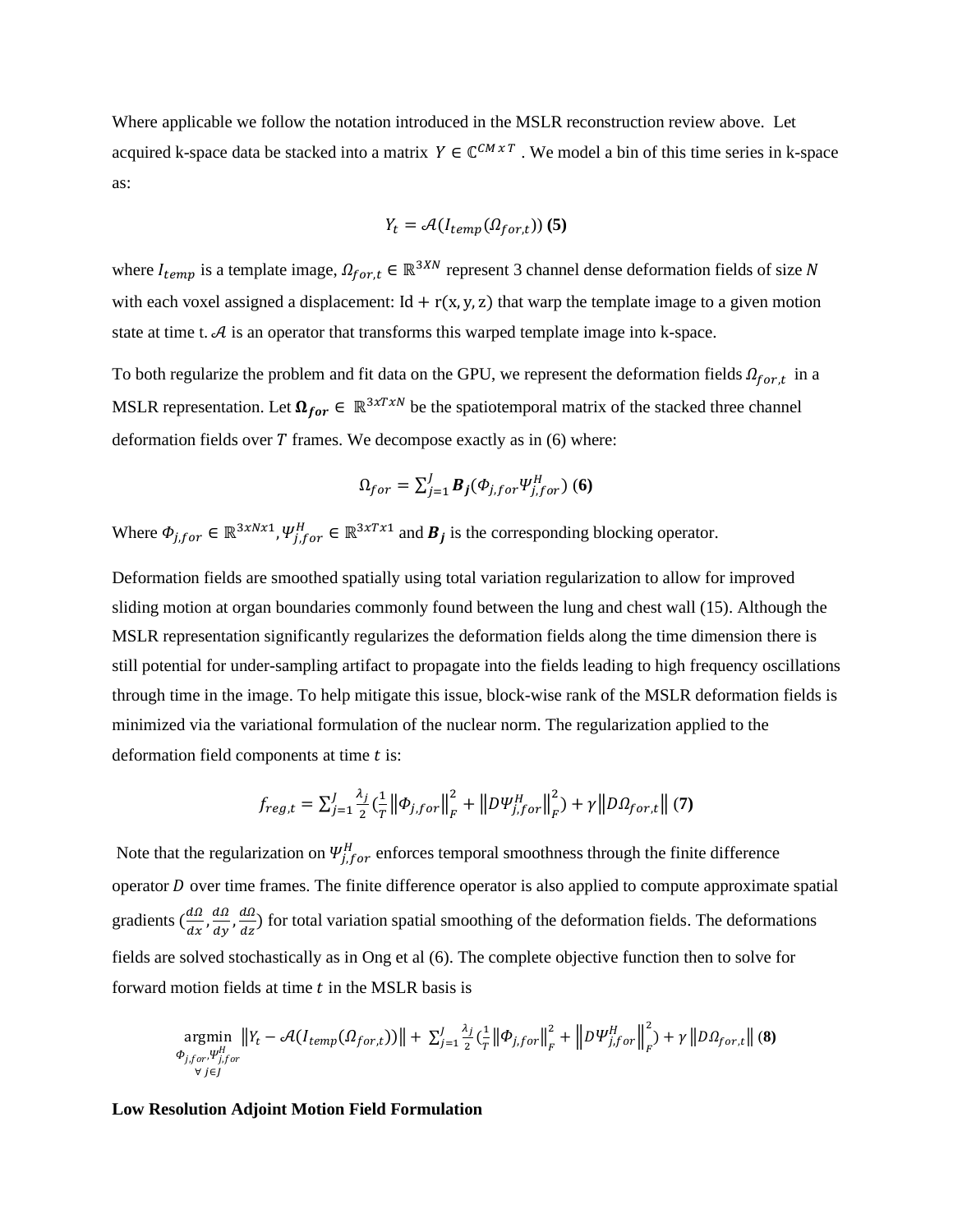Where applicable we follow the notation introduced in the MSLR reconstruction review above. Let acquired k-space data be stacked into a matrix $Y \in \mathbb{C}^{CM\,x\,T}$ . We model a bin of this time series in k-space as:

$$Y_t = \mathcal{A}(I_{temp}(\Omega_{for,t}))\ \textbf{(5)}$$

where $I_{temp}$ is a template image, $\Omega_{for,t} \in \mathbb{R}^{3XN}$ represent 3 channel dense deformation fields of size $N$ with each voxel assigned a displacement: $\mathrm{Id} + \mathrm{r}(\mathrm{x}, \mathrm{y}, \mathrm{z})$ that warp the template image to a given motion state at time t. $\mathcal{A}$ is an operator that transforms this warped template image into k-space.

To both regularize the problem and fit data on the GPU, we represent the deformation fields $\Omega_{for,t}$ in a MSLR representation. Let $\boldsymbol{\Omega_{for}} \in \mathbb{R}^{3xTxN}$ be the spatiotemporal matrix of the stacked three channel deformation fields over $T$ frames. We decompose exactly as in (6) where:

$$\Omega_{for} = \sum_{j=1}^{J} \boldsymbol{B_j}(\Phi_{j,for} \Psi_{j,for}^{H})\ \textbf{(6)}$$

Where $\Phi_{j,for} \in \mathbb{R}^{3xNx1}, \Psi_{j,for}^{H} \in \mathbb{R}^{3xTx1}$ and $\boldsymbol{B_j}$ is the corresponding blocking operator.

Deformation fields are smoothed spatially using total variation regularization to allow for improved sliding motion at organ boundaries commonly found between the lung and chest wall (15). Although the MSLR representation significantly regularizes the deformation fields along the time dimension there is still potential for under-sampling artifact to propagate into the fields leading to high frequency oscillations through time in the image. To help mitigate this issue, block-wise rank of the MSLR deformation fields is minimized via the variational formulation of the nuclear norm. The regularization applied to the deformation field components at time $t$ is:

$$f_{reg,t} = \sum_{j=1}^{J} \frac{\lambda_j}{2} \left(\frac{1}{T}\left\|\Phi_{j,for}\right\|_F^2 + \left\|D\Psi_{j,for}^{H}\right\|_F^2\right) + \gamma\left\|D\Omega_{for,t}\right\|\ \textbf{(7)}$$

Note that the regularization on $\Psi_{j,for}^{H}$ enforces temporal smoothness through the finite difference operator $D$ over time frames. The finite difference operator is also applied to compute approximate spatial gradients $(\frac{d\Omega}{dx}, \frac{d\Omega}{dy}, \frac{d\Omega}{dz})$ for total variation spatial smoothing of the deformation fields. The deformations fields are solved stochastically as in Ong et al (6). The complete objective function then to solve for forward motion fields at time $t$ in the MSLR basis is

$$\underset{\substack{\Phi_{j,for}, \Psi_{j,for}^{H} \\ \forall\, j \in J}}{\operatorname{argmin}} \left\|Y_t - \mathcal{A}(I_{temp}(\Omega_{for,t}))\right\| + \sum_{j=1}^{J} \frac{\lambda_j}{2} \left(\frac{1}{T}\left\|\Phi_{j,for}\right\|_F^2 + \left\|D\Psi_{j,for}^{H}\right\|_F^2\right) + \gamma\left\|D\Omega_{for,t}\right\|\ \textbf{(8)}$$

**Low Resolution Adjoint Motion Field Formulation**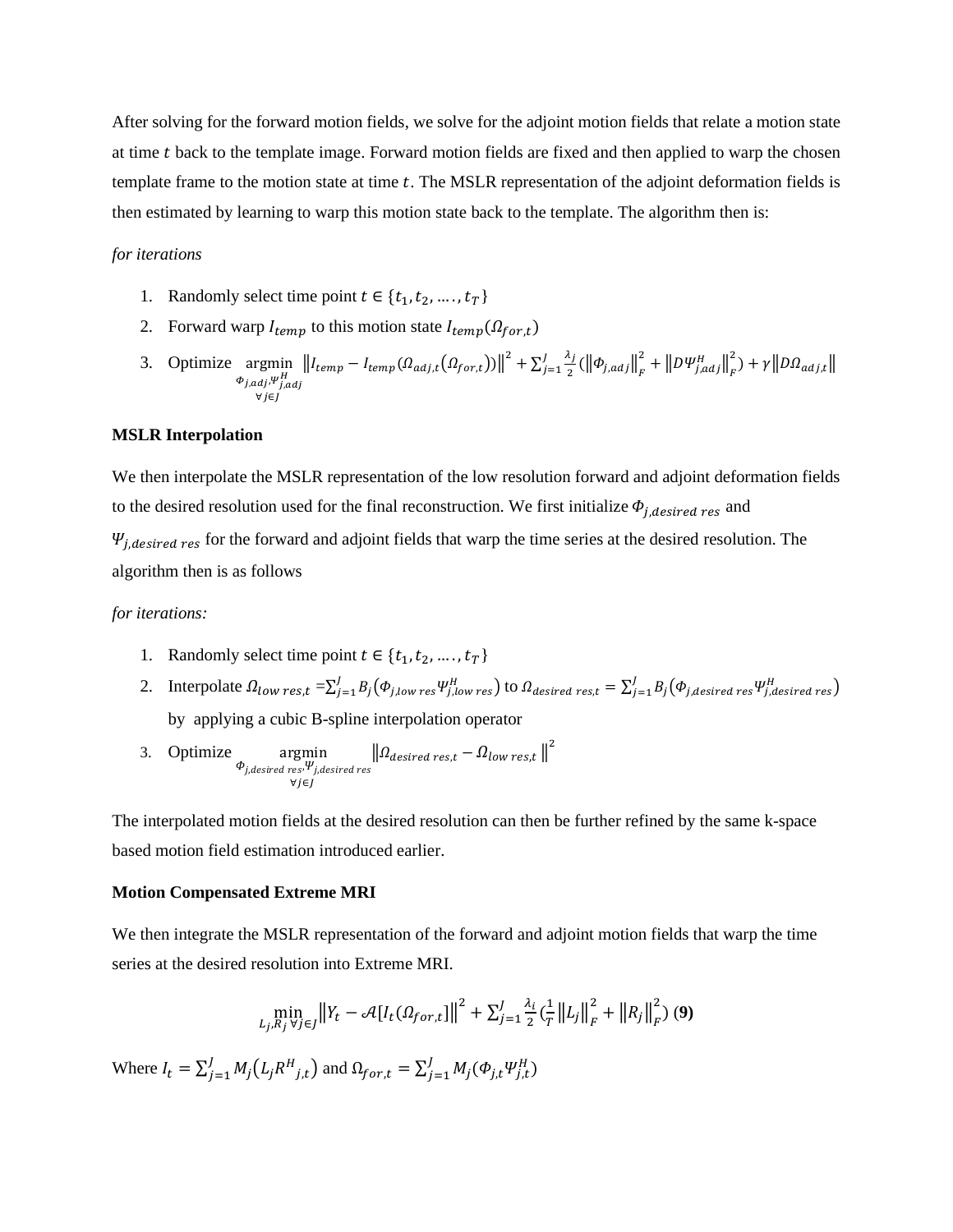After solving for the forward motion fields, we solve for the adjoint motion fields that relate a motion state at time $t$ back to the template image. Forward motion fields are fixed and then applied to warp the chosen template frame to the motion state at time $t$. The MSLR representation of the adjoint deformation fields is then estimated by learning to warp this motion state back to the template. The algorithm then is:

*for iterations*

1. Randomly select time point $t \in \{t_1, t_2, \ldots., t_T\}$
2. Forward warp $I_{temp}$ to this motion state $I_{temp}(\Omega_{for,t})$
3. Optimize $\underset{\substack{\Phi_{j,adj}, \Psi^H_{j,adj} \\ \forall j \in J}}{\operatorname{argmin}} \left\| I_{temp} - I_{temp}(\Omega_{adj,t}(\Omega_{for,t})) \right\|^2 + \sum_{j=1}^{J} \frac{\lambda_j}{2} (\left\| \Phi_{j,adj} \right\|_F^2 + \left\| D\Psi^H_{j,adj} \right\|_F^2) + \gamma \left\| D\Omega_{adj,t} \right\|$

**MSLR Interpolation**

We then interpolate the MSLR representation of the low resolution forward and adjoint deformation fields to the desired resolution used for the final reconstruction. We first initialize $\Phi_{j,desired\ res}$ and $\Psi_{j,desired\ res}$ for the forward and adjoint fields that warp the time series at the desired resolution. The algorithm then is as follows

*for iterations:*

1. Randomly select time point $t \in \{t_1, t_2, \ldots., t_T\}$
2. Interpolate $\Omega_{low\ res,t} = \sum_{j=1}^{J} B_j(\Phi_{j,low\ res} \Psi^H_{j,low\ res})$ to $\Omega_{desired\ res,t} = \sum_{j=1}^{J} B_j(\Phi_{j,desired\ res} \Psi^H_{j,desired\ res})$ by applying a cubic B-spline interpolation operator
3. Optimize $\underset{\substack{\Phi_{j,desired\ res}, \Psi_{j,desired\ res} \\ \forall j \in J}}{\operatorname{argmin}} \left\| \Omega_{desired\ res,t} - \Omega_{low\ res,t} \right\|^2$

The interpolated motion fields at the desired resolution can then be further refined by the same k-space based motion field estimation introduced earlier.

**Motion Compensated Extreme MRI**

We then integrate the MSLR representation of the forward and adjoint motion fields that warp the time series at the desired resolution into Extreme MRI.

$$\min_{L_j, R_j \forall j \in J} \left\| Y_t - \mathcal{A}[I_t(\Omega_{for,t}] \right\|^2 + \sum_{j=1}^{J} \frac{\lambda_i}{2} (\frac{1}{T} \left\| L_j \right\|_F^2 + \left\| R_j \right\|_F^2) \quad \textbf{(9)}$$

Where $I_t = \sum_{j=1}^{J} M_j(L_j R^H{}_{j,t})$ and $\Omega_{for,t} = \sum_{j=1}^{J} M_j(\Phi_{j,t} \Psi^H_{j,t})$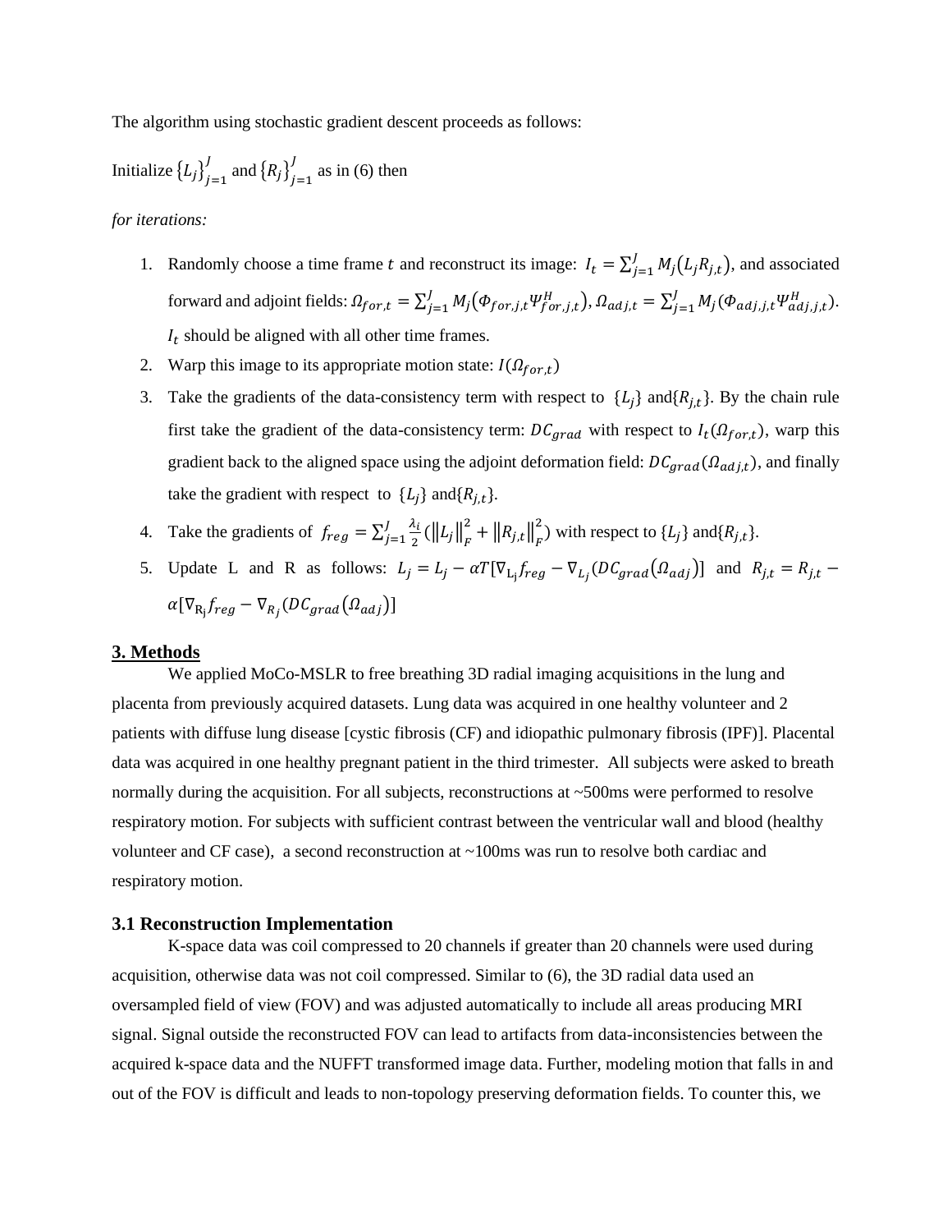The algorithm using stochastic gradient descent proceeds as follows:

Initialize $\{L_j\}_{j=1}^{J}$ and $\{R_j\}_{j=1}^{J}$ as in (6) then

*for iterations:*

1. Randomly choose a time frame $t$ and reconstruct its image: $I_t = \sum_{j=1}^{J} M_j(L_j R_{j,t})$, and associated forward and adjoint fields: $\Omega_{for,t} = \sum_{j=1}^{J} M_j(\Phi_{for,j,t}\Psi_{for,j,t}^{H})$, $\Omega_{adj,t} = \sum_{j=1}^{J} M_j(\Phi_{adj,j,t}\Psi_{adj,j,t}^{H})$. $I_t$ should be aligned with all other time frames.
2. Warp this image to its appropriate motion state: $I(\Omega_{for,t})$
3. Take the gradients of the data-consistency term with respect to $\{L_j\}$ and $\{R_{j,t}\}$. By the chain rule first take the gradient of the data-consistency term: $DC_{grad}$ with respect to $I_t(\Omega_{for,t})$, warp this gradient back to the aligned space using the adjoint deformation field: $DC_{grad}(\Omega_{adj,t})$, and finally take the gradient with respect to $\{L_j\}$ and $\{R_{j,t}\}$.
4. Take the gradients of $f_{reg} = \sum_{j=1}^{J} \frac{\lambda_i}{2}(\|L_j\|_F^2 + \|R_{j,t}\|_F^2)$ with respect to $\{L_j\}$ and $\{R_{j,t}\}$.
5. Update L and R as follows: $L_j = L_j - \alpha T[\nabla_{L_j} f_{reg} - \nabla_{L_j}(DC_{grad}(\Omega_{adj}))]$ and $R_{j,t} = R_{j,t} - \alpha[\nabla_{R_j} f_{reg} - \nabla_{R_j}(DC_{grad}(\Omega_{adj}))]$

## 3. Methods

We applied MoCo-MSLR to free breathing 3D radial imaging acquisitions in the lung and placenta from previously acquired datasets. Lung data was acquired in one healthy volunteer and 2 patients with diffuse lung disease [cystic fibrosis (CF) and idiopathic pulmonary fibrosis (IPF)]. Placental data was acquired in one healthy pregnant patient in the third trimester. All subjects were asked to breath normally during the acquisition. For all subjects, reconstructions at ~500ms were performed to resolve respiratory motion. For subjects with sufficient contrast between the ventricular wall and blood (healthy volunteer and CF case), a second reconstruction at ~100ms was run to resolve both cardiac and respiratory motion.

### 3.1 Reconstruction Implementation

K-space data was coil compressed to 20 channels if greater than 20 channels were used during acquisition, otherwise data was not coil compressed. Similar to (6), the 3D radial data used an oversampled field of view (FOV) and was adjusted automatically to include all areas producing MRI signal. Signal outside the reconstructed FOV can lead to artifacts from data-inconsistencies between the acquired k-space data and the NUFFT transformed image data. Further, modeling motion that falls in and out of the FOV is difficult and leads to non-topology preserving deformation fields. To counter this, we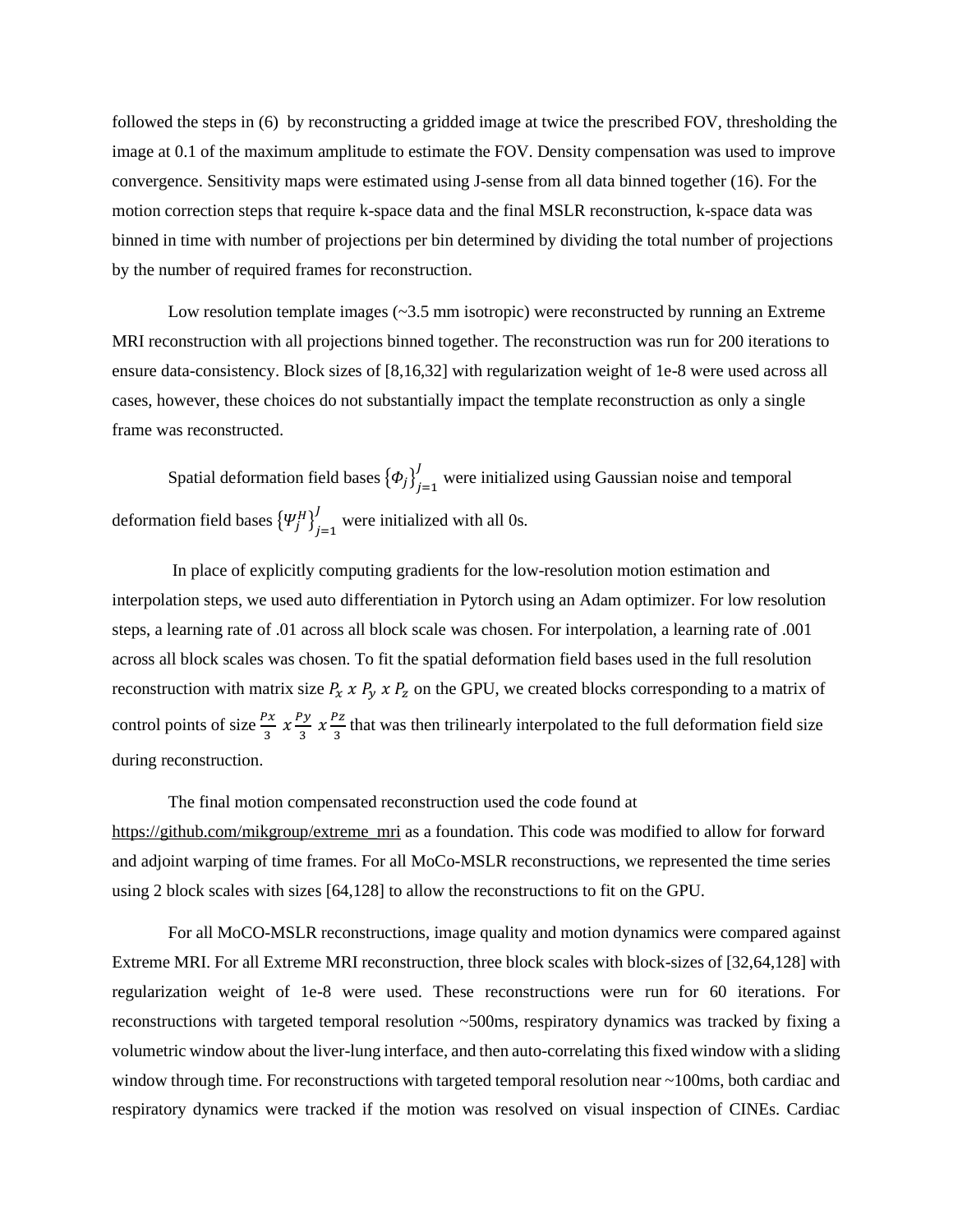followed the steps in (6) by reconstructing a gridded image at twice the prescribed FOV, thresholding the image at 0.1 of the maximum amplitude to estimate the FOV. Density compensation was used to improve convergence. Sensitivity maps were estimated using J-sense from all data binned together (16). For the motion correction steps that require k-space data and the final MSLR reconstruction, k-space data was binned in time with number of projections per bin determined by dividing the total number of projections by the number of required frames for reconstruction.

Low resolution template images (~3.5 mm isotropic) were reconstructed by running an Extreme MRI reconstruction with all projections binned together. The reconstruction was run for 200 iterations to ensure data-consistency. Block sizes of [8,16,32] with regularization weight of 1e-8 were used across all cases, however, these choices do not substantially impact the template reconstruction as only a single frame was reconstructed.

Spatial deformation field bases $\{\Phi_j\}_{j=1}^{J}$ were initialized using Gaussian noise and temporal deformation field bases $\{\Psi_j^H\}_{j=1}^{J}$ were initialized with all 0s.

In place of explicitly computing gradients for the low-resolution motion estimation and interpolation steps, we used auto differentiation in Pytorch using an Adam optimizer. For low resolution steps, a learning rate of .01 across all block scale was chosen. For interpolation, a learning rate of .001 across all block scales was chosen. To fit the spatial deformation field bases used in the full resolution reconstruction with matrix size $P_x \ x \ P_y \ x \ P_z$ on the GPU, we created blocks corresponding to a matrix of control points of size $\frac{Px}{3} \ x \frac{Py}{3} \ x \frac{Pz}{3}$ that was then trilinearly interpolated to the full deformation field size during reconstruction.

The final motion compensated reconstruction used the code found at https://github.com/mikgroup/extreme_mri as a foundation. This code was modified to allow for forward and adjoint warping of time frames. For all MoCo-MSLR reconstructions, we represented the time series using 2 block scales with sizes [64,128] to allow the reconstructions to fit on the GPU.

For all MoCO-MSLR reconstructions, image quality and motion dynamics were compared against Extreme MRI. For all Extreme MRI reconstruction, three block scales with block-sizes of [32,64,128] with regularization weight of 1e-8 were used. These reconstructions were run for 60 iterations. For reconstructions with targeted temporal resolution ~500ms, respiratory dynamics was tracked by fixing a volumetric window about the liver-lung interface, and then auto-correlating this fixed window with a sliding window through time. For reconstructions with targeted temporal resolution near ~100ms, both cardiac and respiratory dynamics were tracked if the motion was resolved on visual inspection of CINEs. Cardiac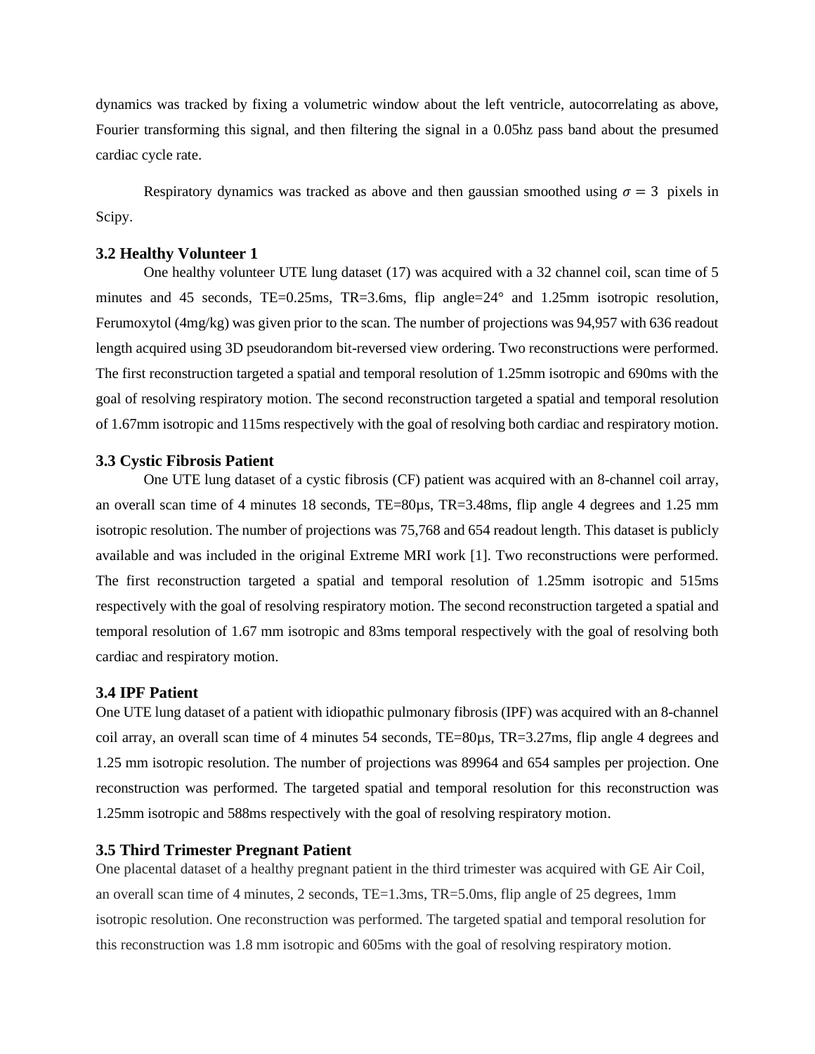dynamics was tracked by fixing a volumetric window about the left ventricle, autocorrelating as above, Fourier transforming this signal, and then filtering the signal in a 0.05hz pass band about the presumed cardiac cycle rate.

Respiratory dynamics was tracked as above and then gaussian smoothed using $\sigma = 3$ pixels in Scipy.

### 3.2 Healthy Volunteer 1

One healthy volunteer UTE lung dataset (17) was acquired with a 32 channel coil, scan time of 5 minutes and 45 seconds, TE=0.25ms, TR=3.6ms, flip angle=24° and 1.25mm isotropic resolution, Ferumoxytol (4mg/kg) was given prior to the scan. The number of projections was 94,957 with 636 readout length acquired using 3D pseudorandom bit-reversed view ordering. Two reconstructions were performed. The first reconstruction targeted a spatial and temporal resolution of 1.25mm isotropic and 690ms with the goal of resolving respiratory motion. The second reconstruction targeted a spatial and temporal resolution of 1.67mm isotropic and 115ms respectively with the goal of resolving both cardiac and respiratory motion.

### 3.3 Cystic Fibrosis Patient

One UTE lung dataset of a cystic fibrosis (CF) patient was acquired with an 8-channel coil array, an overall scan time of 4 minutes 18 seconds, TE=80µs, TR=3.48ms, flip angle 4 degrees and 1.25 mm isotropic resolution. The number of projections was 75,768 and 654 readout length. This dataset is publicly available and was included in the original Extreme MRI work [1]. Two reconstructions were performed. The first reconstruction targeted a spatial and temporal resolution of 1.25mm isotropic and 515ms respectively with the goal of resolving respiratory motion. The second reconstruction targeted a spatial and temporal resolution of 1.67 mm isotropic and 83ms temporal respectively with the goal of resolving both cardiac and respiratory motion.

### 3.4 IPF Patient

One UTE lung dataset of a patient with idiopathic pulmonary fibrosis (IPF) was acquired with an 8-channel coil array, an overall scan time of 4 minutes 54 seconds, TE=80µs, TR=3.27ms, flip angle 4 degrees and 1.25 mm isotropic resolution. The number of projections was 89964 and 654 samples per projection. One reconstruction was performed. The targeted spatial and temporal resolution for this reconstruction was 1.25mm isotropic and 588ms respectively with the goal of resolving respiratory motion.

### 3.5 Third Trimester Pregnant Patient

One placental dataset of a healthy pregnant patient in the third trimester was acquired with GE Air Coil, an overall scan time of 4 minutes, 2 seconds, TE=1.3ms, TR=5.0ms, flip angle of 25 degrees, 1mm isotropic resolution. One reconstruction was performed. The targeted spatial and temporal resolution for this reconstruction was 1.8 mm isotropic and 605ms with the goal of resolving respiratory motion.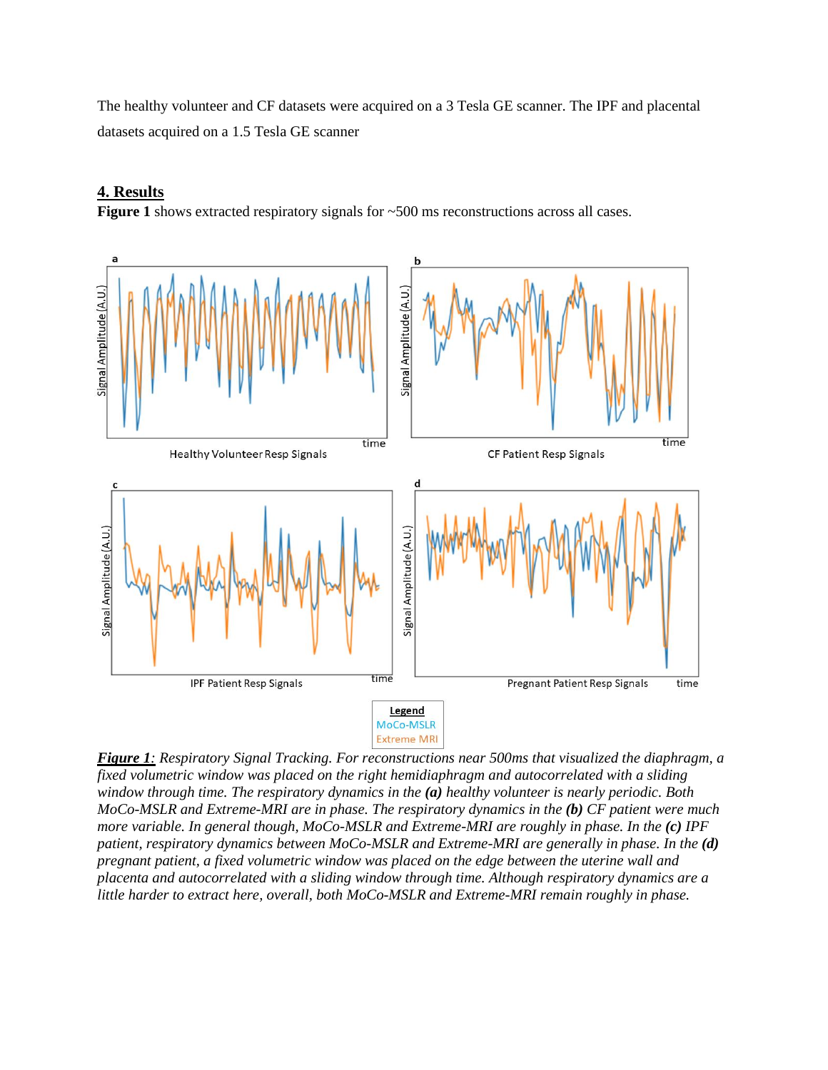The healthy volunteer and CF datasets were acquired on a 3 Tesla GE scanner. The IPF and placental datasets acquired on a 1.5 Tesla GE scanner

## 4. Results

**Figure 1** shows extracted respiratory signals for ~500 ms reconstructions across all cases.

a

Signal Amplitude (A.U.)

time

Healthy Volunteer Resp Signals

b

Signal Amplitude (A.U.)

time

CF Patient Resp Signals

c

Signal Amplitude (A.U.)

time

IPF Patient Resp Signals

d

Signal Amplitude (A.U.)

time

Pregnant Patient Resp Signals

Legend
MoCo-MSLR
Extreme MRI

***Figure 1**: Respiratory Signal Tracking. For reconstructions near 500ms that visualized the diaphragm, a fixed volumetric window was placed on the right hemidiaphragm and autocorrelated with a sliding window through time. The respiratory dynamics in the **(a)** healthy volunteer is nearly periodic. Both MoCo-MSLR and Extreme-MRI are in phase. The respiratory dynamics in the **(b)** CF patient were much more variable. In general though, MoCo-MSLR and Extreme-MRI are roughly in phase. In the **(c)** IPF patient, respiratory dynamics between MoCo-MSLR and Extreme-MRI are generally in phase. In the **(d)** pregnant patient, a fixed volumetric window was placed on the edge between the uterine wall and placenta and autocorrelated with a sliding window through time. Although respiratory dynamics are a little harder to extract here, overall, both MoCo-MSLR and Extreme-MRI remain roughly in phase.*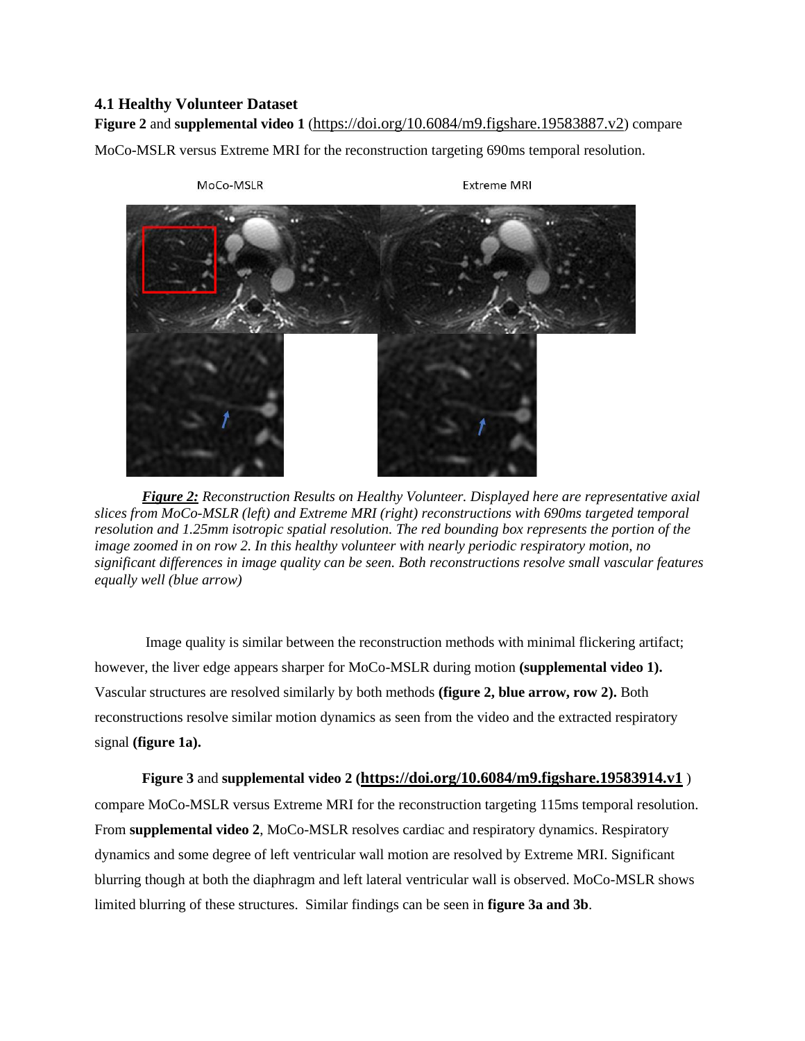### 4.1 Healthy Volunteer Dataset

**Figure 2** and **supplemental video 1** (https://doi.org/10.6084/m9.figshare.19583887.v2) compare MoCo-MSLR versus Extreme MRI for the reconstruction targeting 690ms temporal resolution.

MoCo-MSLR

Extreme MRI

***Figure 2:*** *Reconstruction Results on Healthy Volunteer. Displayed here are representative axial slices from MoCo-MSLR (left) and Extreme MRI (right) reconstructions with 690ms targeted temporal resolution and 1.25mm isotropic spatial resolution. The red bounding box represents the portion of the image zoomed in on row 2. In this healthy volunteer with nearly periodic respiratory motion, no significant differences in image quality can be seen. Both reconstructions resolve small vascular features equally well (blue arrow)*

Image quality is similar between the reconstruction methods with minimal flickering artifact; however, the liver edge appears sharper for MoCo-MSLR during motion **(supplemental video 1).** Vascular structures are resolved similarly by both methods **(figure 2, blue arrow, row 2).** Both reconstructions resolve similar motion dynamics as seen from the video and the extracted respiratory signal **(figure 1a).**

**Figure 3** and **supplemental video 2 (https://doi.org/10.6084/m9.figshare.19583914.v1** ) compare MoCo-MSLR versus Extreme MRI for the reconstruction targeting 115ms temporal resolution. From **supplemental video 2**, MoCo-MSLR resolves cardiac and respiratory dynamics. Respiratory dynamics and some degree of left ventricular wall motion are resolved by Extreme MRI. Significant blurring though at both the diaphragm and left lateral ventricular wall is observed. MoCo-MSLR shows limited blurring of these structures. Similar findings can be seen in **figure 3a and 3b**.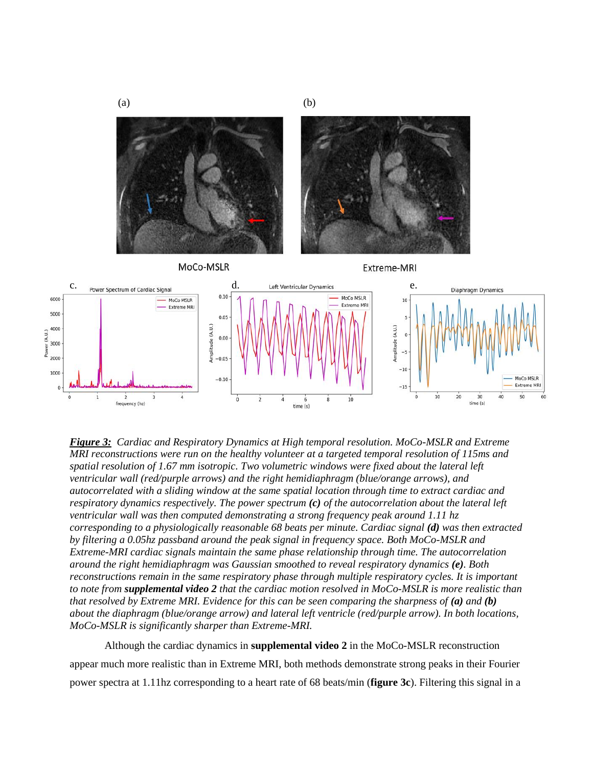(a)

(b)

MoCo-MSLR

Extreme-MRI

c. Power Spectrum of Cardiac Signal

MoCo MSLR
Extreme MRI

Power (A.U.)

6000
5000
4000
3000
2000
1000
0

0 1 2 3 4
frequency (hz)

d. Left Ventricular Dynamics

MoCo MSLR
Extreme MRI

Amplitude (A.U.)

0.10
0.05
0.00
−0.05
−0.10

0 2 4 6 8 10
time (s)

e. Diaphragm Dynamics

Amplitude (A.U.)

10
5
0
−5
−10
−15

0 10 20 30 40 50 60
time (s)

MoCo MSLR
Extreme MRI

***Figure 3:*** *Cardiac and Respiratory Dynamics at High temporal resolution. MoCo-MSLR and Extreme MRI reconstructions were run on the healthy volunteer at a targeted temporal resolution of 115ms and spatial resolution of 1.67 mm isotropic. Two volumetric windows were fixed about the lateral left ventricular wall (red/purple arrows) and the right hemidiaphragm (blue/orange arrows), and autocorrelated with a sliding window at the same spatial location through time to extract cardiac and respiratory dynamics respectively. The power spectrum* ***(c)*** *of the autocorrelation about the lateral left ventricular wall was then computed demonstrating a strong frequency peak around 1.11 hz corresponding to a physiologically reasonable 68 beats per minute. Cardiac signal* ***(d)*** *was then extracted by filtering a 0.05hz passband around the peak signal in frequency space. Both MoCo-MSLR and Extreme-MRI cardiac signals maintain the same phase relationship through time. The autocorrelation around the right hemidiaphragm was Gaussian smoothed to reveal respiratory dynamics* ***(e)****. Both reconstructions remain in the same respiratory phase through multiple respiratory cycles. It is important to note from* ***supplemental video 2*** *that the cardiac motion resolved in MoCo-MSLR is more realistic than that resolved by Extreme MRI. Evidence for this can be seen comparing the sharpness of* ***(a)*** *and* ***(b)*** *about the diaphragm (blue/orange arrow) and lateral left ventricle (red/purple arrow). In both locations, MoCo-MSLR is significantly sharper than Extreme-MRI.*

Although the cardiac dynamics in **supplemental video 2** in the MoCo-MSLR reconstruction appear much more realistic than in Extreme MRI, both methods demonstrate strong peaks in their Fourier power spectra at 1.11hz corresponding to a heart rate of 68 beats/min (**figure 3c**). Filtering this signal in a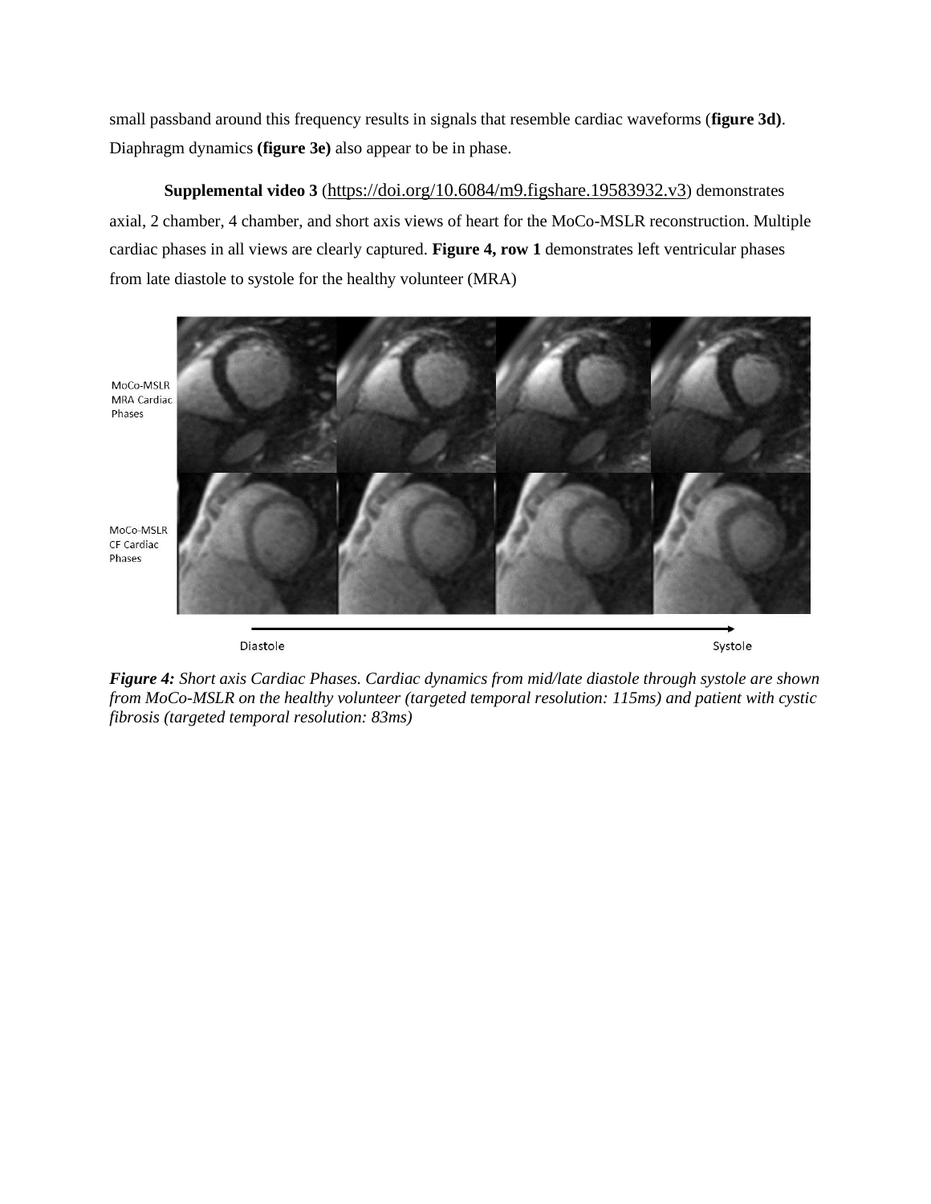small passband around this frequency results in signals that resemble cardiac waveforms (**figure 3d)**. Diaphragm dynamics **(figure 3e)** also appear to be in phase.

**Supplemental video 3** (https://doi.org/10.6084/m9.figshare.19583932.v3) demonstrates axial, 2 chamber, 4 chamber, and short axis views of heart for the MoCo-MSLR reconstruction. Multiple cardiac phases in all views are clearly captured. **Figure 4, row 1** demonstrates left ventricular phases from late diastole to systole for the healthy volunteer (MRA)

MoCo-MSLR MRA Cardiac Phases

MoCo-MSLR CF Cardiac Phases

Diastole

Systole

***Figure 4:*** *Short axis Cardiac Phases. Cardiac dynamics from mid/late diastole through systole are shown from MoCo-MSLR on the healthy volunteer (targeted temporal resolution: 115ms) and patient with cystic fibrosis (targeted temporal resolution: 83ms)*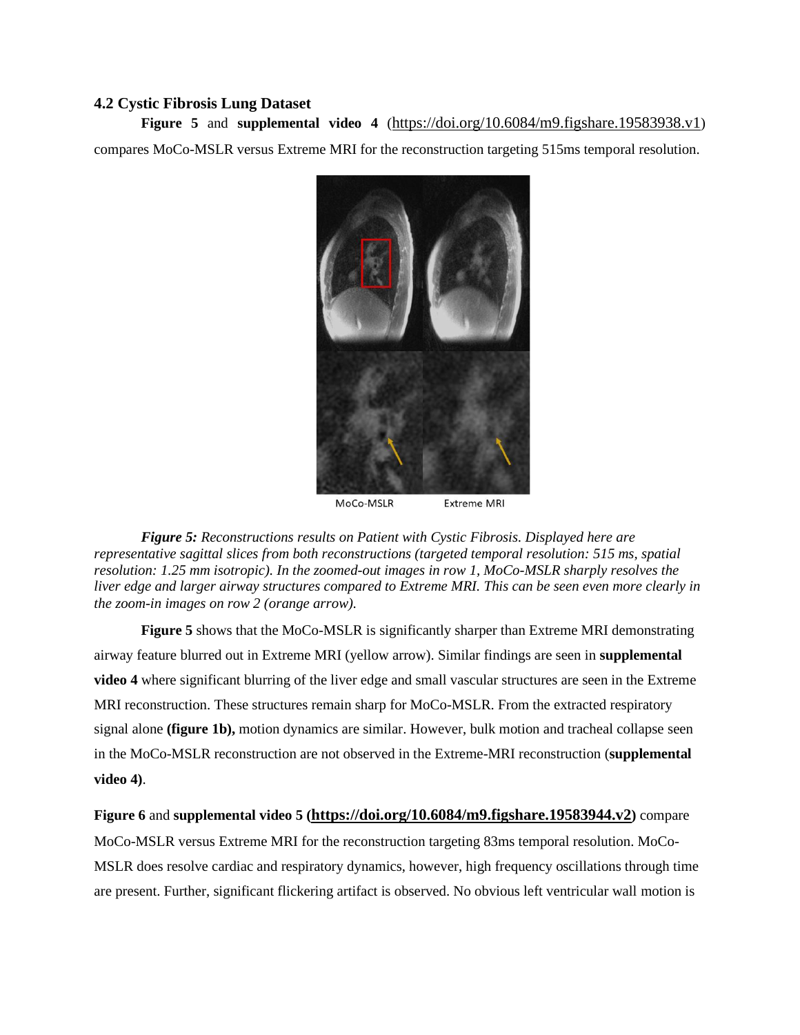### 4.2 Cystic Fibrosis Lung Dataset

**Figure 5** and **supplemental video 4** (https://doi.org/10.6084/m9.figshare.19583938.v1) compares MoCo-MSLR versus Extreme MRI for the reconstruction targeting 515ms temporal resolution.

MoCo-MSLR

Extreme MRI

*Figure 5: Reconstructions results on Patient with Cystic Fibrosis. Displayed here are representative sagittal slices from both reconstructions (targeted temporal resolution: 515 ms, spatial resolution: 1.25 mm isotropic). In the zoomed-out images in row 1, MoCo-MSLR sharply resolves the liver edge and larger airway structures compared to Extreme MRI. This can be seen even more clearly in the zoom-in images on row 2 (orange arrow).*

**Figure 5** shows that the MoCo-MSLR is significantly sharper than Extreme MRI demonstrating airway feature blurred out in Extreme MRI (yellow arrow). Similar findings are seen in **supplemental video 4** where significant blurring of the liver edge and small vascular structures are seen in the Extreme MRI reconstruction. These structures remain sharp for MoCo-MSLR. From the extracted respiratory signal alone **(figure 1b),** motion dynamics are similar. However, bulk motion and tracheal collapse seen in the MoCo-MSLR reconstruction are not observed in the Extreme-MRI reconstruction (**supplemental video 4)**.

**Figure 6** and **supplemental video 5 (https://doi.org/10.6084/m9.figshare.19583944.v2)** compare MoCo-MSLR versus Extreme MRI for the reconstruction targeting 83ms temporal resolution. MoCo-MSLR does resolve cardiac and respiratory dynamics, however, high frequency oscillations through time are present. Further, significant flickering artifact is observed. No obvious left ventricular wall motion is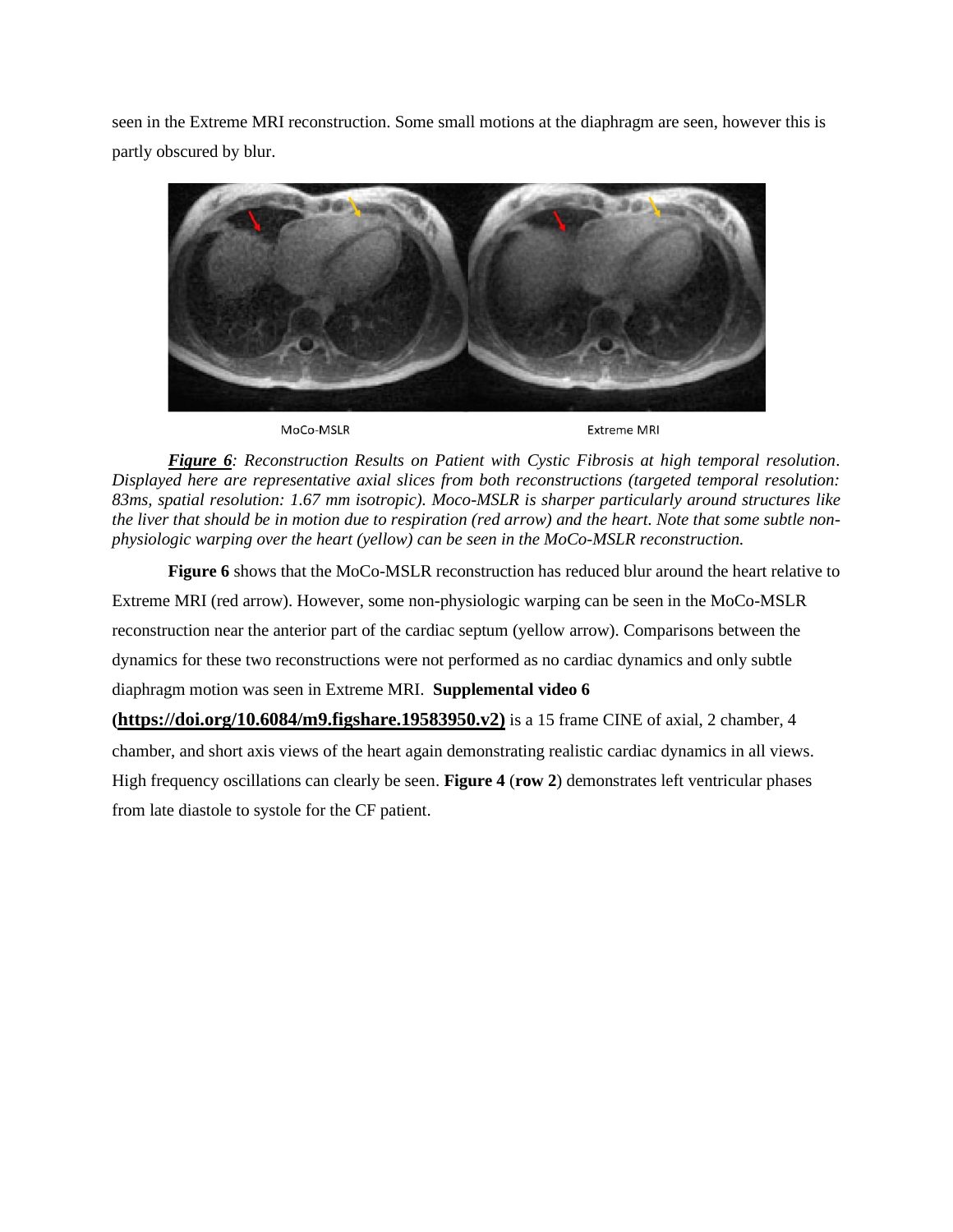seen in the Extreme MRI reconstruction. Some small motions at the diaphragm are seen, however this is partly obscured by blur.

MoCo-MSLR

Extreme MRI

***Figure 6****: Reconstruction Results on Patient with Cystic Fibrosis at high temporal resolution. Displayed here are representative axial slices from both reconstructions (targeted temporal resolution: 83ms, spatial resolution: 1.67 mm isotropic). Moco-MSLR is sharper particularly around structures like the liver that should be in motion due to respiration (red arrow) and the heart. Note that some subtle non-physiologic warping over the heart (yellow) can be seen in the MoCo-MSLR reconstruction.*

**Figure 6** shows that the MoCo-MSLR reconstruction has reduced blur around the heart relative to Extreme MRI (red arrow). However, some non-physiologic warping can be seen in the MoCo-MSLR reconstruction near the anterior part of the cardiac septum (yellow arrow). Comparisons between the dynamics for these two reconstructions were not performed as no cardiac dynamics and only subtle diaphragm motion was seen in Extreme MRI. **Supplemental video 6 (https://doi.org/10.6084/m9.figshare.19583950.v2)** is a 15 frame CINE of axial, 2 chamber, 4 chamber, and short axis views of the heart again demonstrating realistic cardiac dynamics in all views. High frequency oscillations can clearly be seen. **Figure 4** (**row 2**) demonstrates left ventricular phases from late diastole to systole for the CF patient.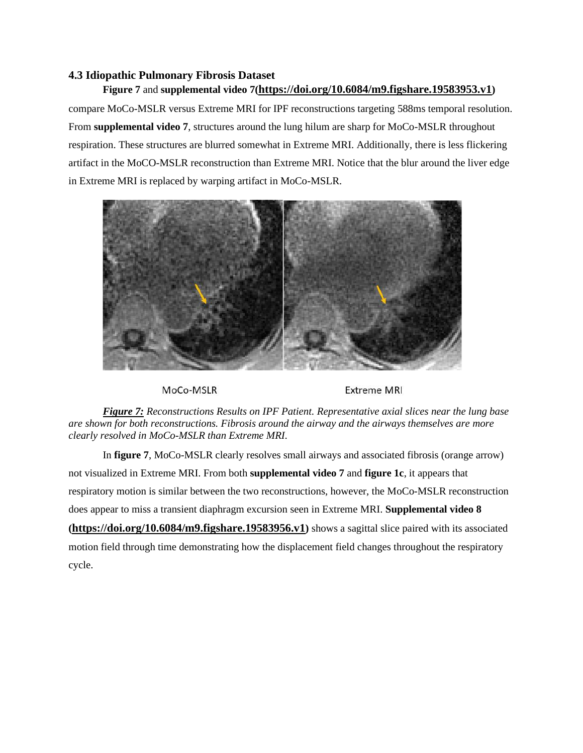### 4.3 Idiopathic Pulmonary Fibrosis Dataset

**Figure 7** and **supplemental video 7(https://doi.org/10.6084/m9.figshare.19583953.v1)** compare MoCo-MSLR versus Extreme MRI for IPF reconstructions targeting 588ms temporal resolution. From **supplemental video 7**, structures around the lung hilum are sharp for MoCo-MSLR throughout respiration. These structures are blurred somewhat in Extreme MRI. Additionally, there is less flickering artifact in the MoCO-MSLR reconstruction than Extreme MRI. Notice that the blur around the liver edge in Extreme MRI is replaced by warping artifact in MoCo-MSLR.

MoCo-MSLR

Extreme MRI

***Figure 7:*** *Reconstructions Results on IPF Patient. Representative axial slices near the lung base are shown for both reconstructions. Fibrosis around the airway and the airways themselves are more clearly resolved in MoCo-MSLR than Extreme MRI.*

In **figure 7**, MoCo-MSLR clearly resolves small airways and associated fibrosis (orange arrow) not visualized in Extreme MRI. From both **supplemental video 7** and **figure 1c**, it appears that respiratory motion is similar between the two reconstructions, however, the MoCo-MSLR reconstruction does appear to miss a transient diaphragm excursion seen in Extreme MRI. **Supplemental video 8 (https://doi.org/10.6084/m9.figshare.19583956.v1)** shows a sagittal slice paired with its associated motion field through time demonstrating how the displacement field changes throughout the respiratory cycle.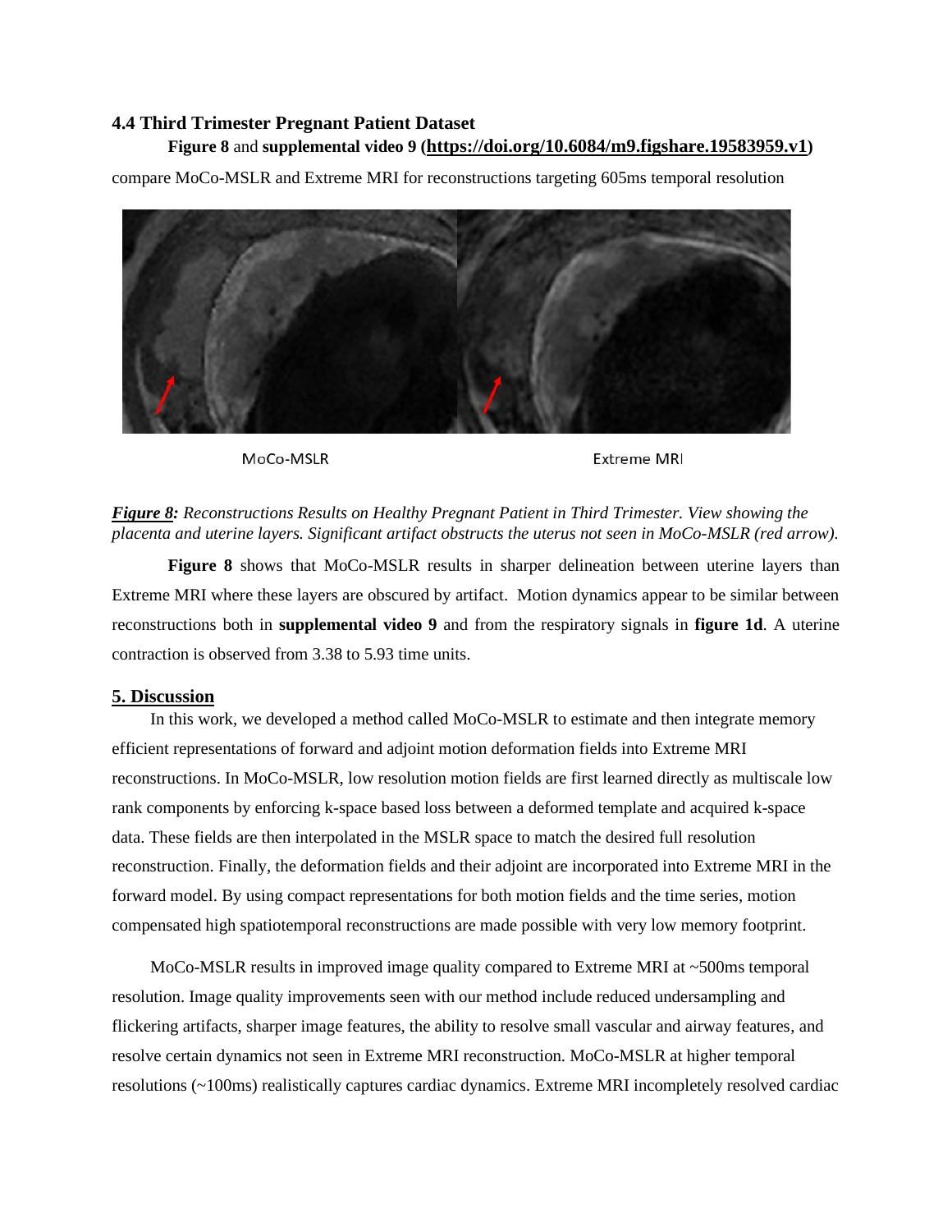### 4.4 Third Trimester Pregnant Patient Dataset

**Figure 8** and **supplemental video 9 ([https://doi.org/10.6084/m9.figshare.19583959.v1](https://doi.org/10.6084/m9.figshare.19583959.v1))** compare MoCo-MSLR and Extreme MRI for reconstructions targeting 605ms temporal resolution

MoCo-MSLR

Extreme MRI

***Figure 8:*** *Reconstructions Results on Healthy Pregnant Patient in Third Trimester. View showing the placenta and uterine layers. Significant artifact obstructs the uterus not seen in MoCo-MSLR (red arrow).*

**Figure 8** shows that MoCo-MSLR results in sharper delineation between uterine layers than Extreme MRI where these layers are obscured by artifact. Motion dynamics appear to be similar between reconstructions both in **supplemental video 9** and from the respiratory signals in **figure 1d**. A uterine contraction is observed from 3.38 to 5.93 time units.

## 5. Discussion

In this work, we developed a method called MoCo-MSLR to estimate and then integrate memory efficient representations of forward and adjoint motion deformation fields into Extreme MRI reconstructions. In MoCo-MSLR, low resolution motion fields are first learned directly as multiscale low rank components by enforcing k-space based loss between a deformed template and acquired k-space data. These fields are then interpolated in the MSLR space to match the desired full resolution reconstruction. Finally, the deformation fields and their adjoint are incorporated into Extreme MRI in the forward model. By using compact representations for both motion fields and the time series, motion compensated high spatiotemporal reconstructions are made possible with very low memory footprint.

MoCo-MSLR results in improved image quality compared to Extreme MRI at ~500ms temporal resolution. Image quality improvements seen with our method include reduced undersampling and flickering artifacts, sharper image features, the ability to resolve small vascular and airway features, and resolve certain dynamics not seen in Extreme MRI reconstruction. MoCo-MSLR at higher temporal resolutions (~100ms) realistically captures cardiac dynamics. Extreme MRI incompletely resolved cardiac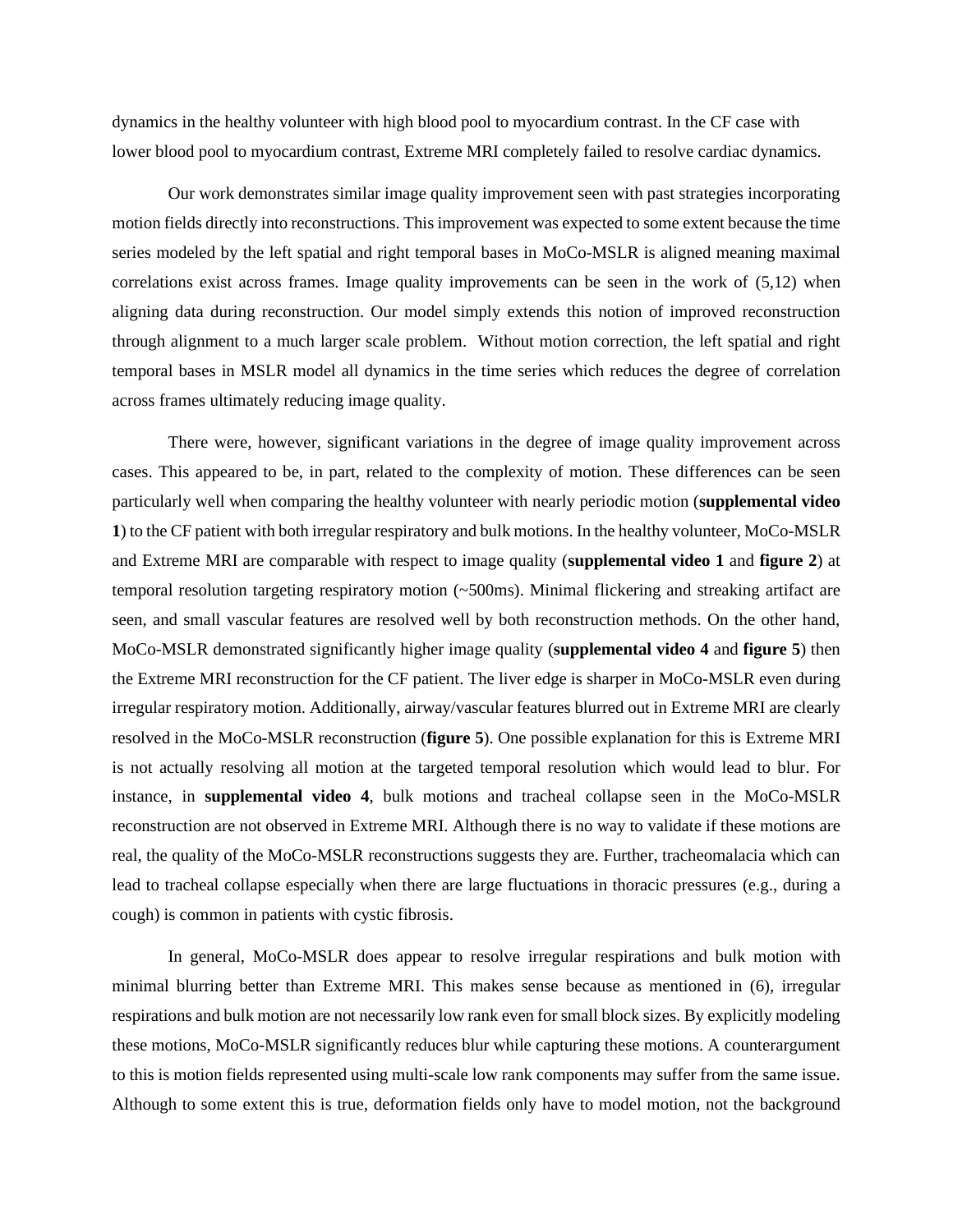dynamics in the healthy volunteer with high blood pool to myocardium contrast. In the CF case with lower blood pool to myocardium contrast, Extreme MRI completely failed to resolve cardiac dynamics.

Our work demonstrates similar image quality improvement seen with past strategies incorporating motion fields directly into reconstructions. This improvement was expected to some extent because the time series modeled by the left spatial and right temporal bases in MoCo-MSLR is aligned meaning maximal correlations exist across frames. Image quality improvements can be seen in the work of (5,12) when aligning data during reconstruction. Our model simply extends this notion of improved reconstruction through alignment to a much larger scale problem. Without motion correction, the left spatial and right temporal bases in MSLR model all dynamics in the time series which reduces the degree of correlation across frames ultimately reducing image quality.

There were, however, significant variations in the degree of image quality improvement across cases. This appeared to be, in part, related to the complexity of motion. These differences can be seen particularly well when comparing the healthy volunteer with nearly periodic motion (**supplemental video 1**) to the CF patient with both irregular respiratory and bulk motions. In the healthy volunteer, MoCo-MSLR and Extreme MRI are comparable with respect to image quality (**supplemental video 1** and **figure 2**) at temporal resolution targeting respiratory motion (~500ms). Minimal flickering and streaking artifact are seen, and small vascular features are resolved well by both reconstruction methods. On the other hand, MoCo-MSLR demonstrated significantly higher image quality (**supplemental video 4** and **figure 5**) then the Extreme MRI reconstruction for the CF patient. The liver edge is sharper in MoCo-MSLR even during irregular respiratory motion. Additionally, airway/vascular features blurred out in Extreme MRI are clearly resolved in the MoCo-MSLR reconstruction (**figure 5**). One possible explanation for this is Extreme MRI is not actually resolving all motion at the targeted temporal resolution which would lead to blur. For instance, in **supplemental video 4**, bulk motions and tracheal collapse seen in the MoCo-MSLR reconstruction are not observed in Extreme MRI. Although there is no way to validate if these motions are real, the quality of the MoCo-MSLR reconstructions suggests they are. Further, tracheomalacia which can lead to tracheal collapse especially when there are large fluctuations in thoracic pressures (e.g., during a cough) is common in patients with cystic fibrosis.

In general, MoCo-MSLR does appear to resolve irregular respirations and bulk motion with minimal blurring better than Extreme MRI. This makes sense because as mentioned in (6), irregular respirations and bulk motion are not necessarily low rank even for small block sizes. By explicitly modeling these motions, MoCo-MSLR significantly reduces blur while capturing these motions. A counterargument to this is motion fields represented using multi-scale low rank components may suffer from the same issue. Although to some extent this is true, deformation fields only have to model motion, not the background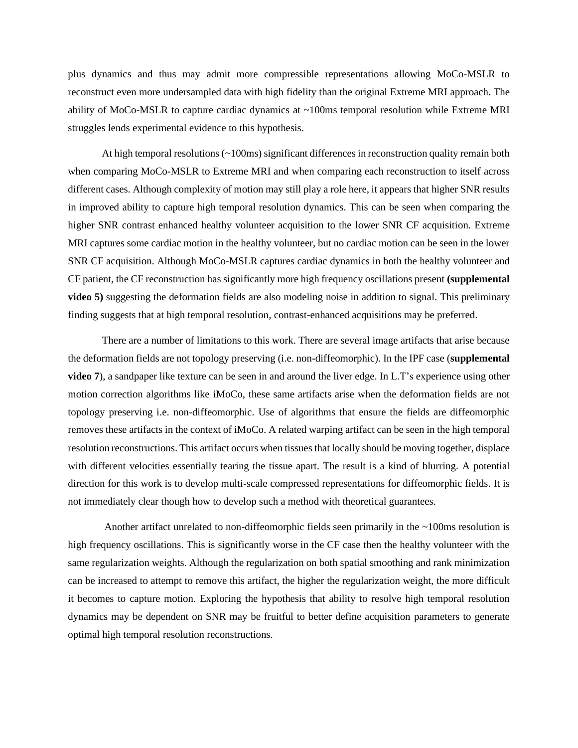plus dynamics and thus may admit more compressible representations allowing MoCo-MSLR to reconstruct even more undersampled data with high fidelity than the original Extreme MRI approach. The ability of MoCo-MSLR to capture cardiac dynamics at ~100ms temporal resolution while Extreme MRI struggles lends experimental evidence to this hypothesis.

At high temporal resolutions (~100ms) significant differences in reconstruction quality remain both when comparing MoCo-MSLR to Extreme MRI and when comparing each reconstruction to itself across different cases. Although complexity of motion may still play a role here, it appears that higher SNR results in improved ability to capture high temporal resolution dynamics. This can be seen when comparing the higher SNR contrast enhanced healthy volunteer acquisition to the lower SNR CF acquisition. Extreme MRI captures some cardiac motion in the healthy volunteer, but no cardiac motion can be seen in the lower SNR CF acquisition. Although MoCo-MSLR captures cardiac dynamics in both the healthy volunteer and CF patient, the CF reconstruction has significantly more high frequency oscillations present **(supplemental video 5)** suggesting the deformation fields are also modeling noise in addition to signal. This preliminary finding suggests that at high temporal resolution, contrast-enhanced acquisitions may be preferred.

There are a number of limitations to this work. There are several image artifacts that arise because the deformation fields are not topology preserving (i.e. non-diffeomorphic). In the IPF case (**supplemental video 7**), a sandpaper like texture can be seen in and around the liver edge. In L.T's experience using other motion correction algorithms like iMoCo, these same artifacts arise when the deformation fields are not topology preserving i.e. non-diffeomorphic. Use of algorithms that ensure the fields are diffeomorphic removes these artifacts in the context of iMoCo. A related warping artifact can be seen in the high temporal resolution reconstructions. This artifact occurs when tissues that locally should be moving together, displace with different velocities essentially tearing the tissue apart. The result is a kind of blurring. A potential direction for this work is to develop multi-scale compressed representations for diffeomorphic fields. It is not immediately clear though how to develop such a method with theoretical guarantees.

Another artifact unrelated to non-diffeomorphic fields seen primarily in the ~100ms resolution is high frequency oscillations. This is significantly worse in the CF case then the healthy volunteer with the same regularization weights. Although the regularization on both spatial smoothing and rank minimization can be increased to attempt to remove this artifact, the higher the regularization weight, the more difficult it becomes to capture motion. Exploring the hypothesis that ability to resolve high temporal resolution dynamics may be dependent on SNR may be fruitful to better define acquisition parameters to generate optimal high temporal resolution reconstructions.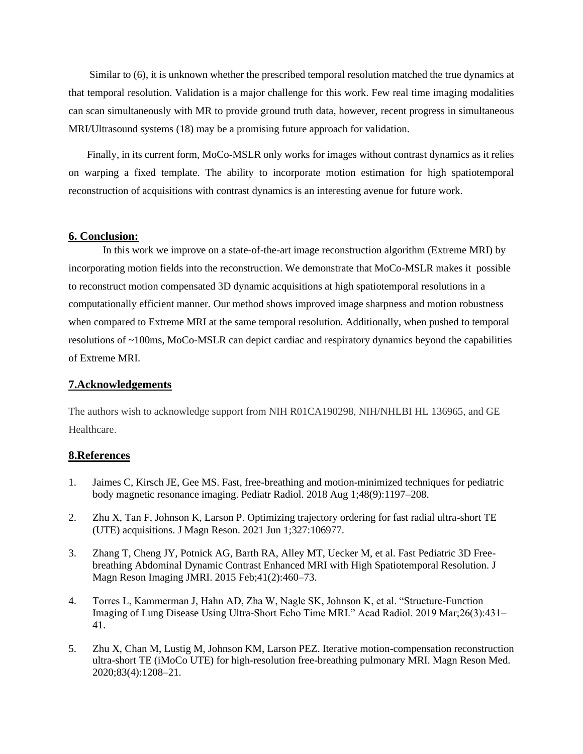Similar to (6), it is unknown whether the prescribed temporal resolution matched the true dynamics at that temporal resolution. Validation is a major challenge for this work. Few real time imaging modalities can scan simultaneously with MR to provide ground truth data, however, recent progress in simultaneous MRI/Ultrasound systems (18) may be a promising future approach for validation.

Finally, in its current form, MoCo-MSLR only works for images without contrast dynamics as it relies on warping a fixed template. The ability to incorporate motion estimation for high spatiotemporal reconstruction of acquisitions with contrast dynamics is an interesting avenue for future work.

## 6. Conclusion:

In this work we improve on a state-of-the-art image reconstruction algorithm (Extreme MRI) by incorporating motion fields into the reconstruction. We demonstrate that MoCo-MSLR makes it possible to reconstruct motion compensated 3D dynamic acquisitions at high spatiotemporal resolutions in a computationally efficient manner. Our method shows improved image sharpness and motion robustness when compared to Extreme MRI at the same temporal resolution. Additionally, when pushed to temporal resolutions of ~100ms, MoCo-MSLR can depict cardiac and respiratory dynamics beyond the capabilities of Extreme MRI.

## 7.Acknowledgements

The authors wish to acknowledge support from NIH R01CA190298, NIH/NHLBI HL 136965, and GE Healthcare.

## 8.References

1. Jaimes C, Kirsch JE, Gee MS. Fast, free-breathing and motion-minimized techniques for pediatric body magnetic resonance imaging. Pediatr Radiol. 2018 Aug 1;48(9):1197–208.
2. Zhu X, Tan F, Johnson K, Larson P. Optimizing trajectory ordering for fast radial ultra-short TE (UTE) acquisitions. J Magn Reson. 2021 Jun 1;327:106977.
3. Zhang T, Cheng JY, Potnick AG, Barth RA, Alley MT, Uecker M, et al. Fast Pediatric 3D Free-breathing Abdominal Dynamic Contrast Enhanced MRI with High Spatiotemporal Resolution. J Magn Reson Imaging JMRI. 2015 Feb;41(2):460–73.
4. Torres L, Kammerman J, Hahn AD, Zha W, Nagle SK, Johnson K, et al. "Structure-Function Imaging of Lung Disease Using Ultra-Short Echo Time MRI." Acad Radiol. 2019 Mar;26(3):431–41.
5. Zhu X, Chan M, Lustig M, Johnson KM, Larson PEZ. Iterative motion-compensation reconstruction ultra-short TE (iMoCo UTE) for high-resolution free-breathing pulmonary MRI. Magn Reson Med. 2020;83(4):1208–21.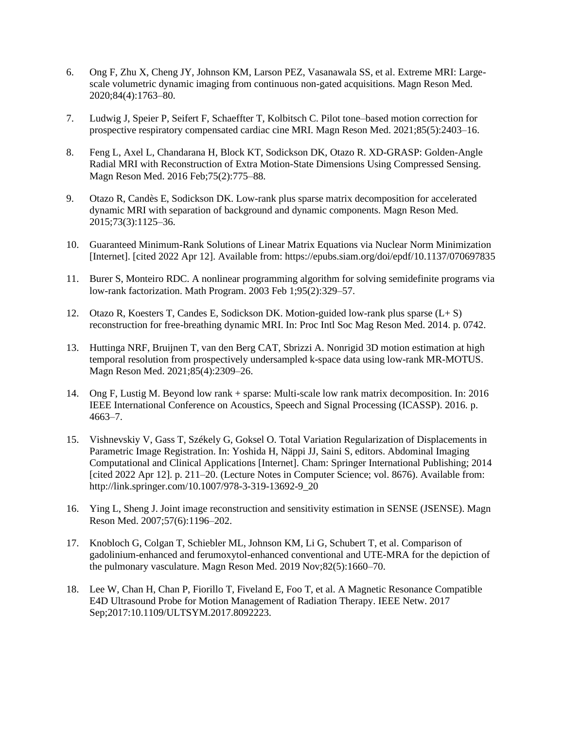6. Ong F, Zhu X, Cheng JY, Johnson KM, Larson PEZ, Vasanawala SS, et al. Extreme MRI: Large-scale volumetric dynamic imaging from continuous non-gated acquisitions. Magn Reson Med. 2020;84(4):1763–80.

7. Ludwig J, Speier P, Seifert F, Schaeffter T, Kolbitsch C. Pilot tone–based motion correction for prospective respiratory compensated cardiac cine MRI. Magn Reson Med. 2021;85(5):2403–16.

8. Feng L, Axel L, Chandarana H, Block KT, Sodickson DK, Otazo R. XD-GRASP: Golden-Angle Radial MRI with Reconstruction of Extra Motion-State Dimensions Using Compressed Sensing. Magn Reson Med. 2016 Feb;75(2):775–88.

9. Otazo R, Candès E, Sodickson DK. Low-rank plus sparse matrix decomposition for accelerated dynamic MRI with separation of background and dynamic components. Magn Reson Med. 2015;73(3):1125–36.

10. Guaranteed Minimum-Rank Solutions of Linear Matrix Equations via Nuclear Norm Minimization [Internet]. [cited 2022 Apr 12]. Available from: https://epubs.siam.org/doi/epdf/10.1137/070697835

11. Burer S, Monteiro RDC. A nonlinear programming algorithm for solving semidefinite programs via low-rank factorization. Math Program. 2003 Feb 1;95(2):329–57.

12. Otazo R, Koesters T, Candes E, Sodickson DK. Motion-guided low-rank plus sparse (L+ S) reconstruction for free-breathing dynamic MRI. In: Proc Intl Soc Mag Reson Med. 2014. p. 0742.

13. Huttinga NRF, Bruijnen T, van den Berg CAT, Sbrizzi A. Nonrigid 3D motion estimation at high temporal resolution from prospectively undersampled k-space data using low-rank MR-MOTUS. Magn Reson Med. 2021;85(4):2309–26.

14. Ong F, Lustig M. Beyond low rank + sparse: Multi-scale low rank matrix decomposition. In: 2016 IEEE International Conference on Acoustics, Speech and Signal Processing (ICASSP). 2016. p. 4663–7.

15. Vishnevskiy V, Gass T, Székely G, Goksel O. Total Variation Regularization of Displacements in Parametric Image Registration. In: Yoshida H, Näppi JJ, Saini S, editors. Abdominal Imaging Computational and Clinical Applications [Internet]. Cham: Springer International Publishing; 2014 [cited 2022 Apr 12]. p. 211–20. (Lecture Notes in Computer Science; vol. 8676). Available from: http://link.springer.com/10.1007/978-3-319-13692-9_20

16. Ying L, Sheng J. Joint image reconstruction and sensitivity estimation in SENSE (JSENSE). Magn Reson Med. 2007;57(6):1196–202.

17. Knobloch G, Colgan T, Schiebler ML, Johnson KM, Li G, Schubert T, et al. Comparison of gadolinium-enhanced and ferumoxytol-enhanced conventional and UTE-MRA for the depiction of the pulmonary vasculature. Magn Reson Med. 2019 Nov;82(5):1660–70.

18. Lee W, Chan H, Chan P, Fiorillo T, Fiveland E, Foo T, et al. A Magnetic Resonance Compatible E4D Ultrasound Probe for Motion Management of Radiation Therapy. IEEE Netw. 2017 Sep;2017:10.1109/ULTSYM.2017.8092223.